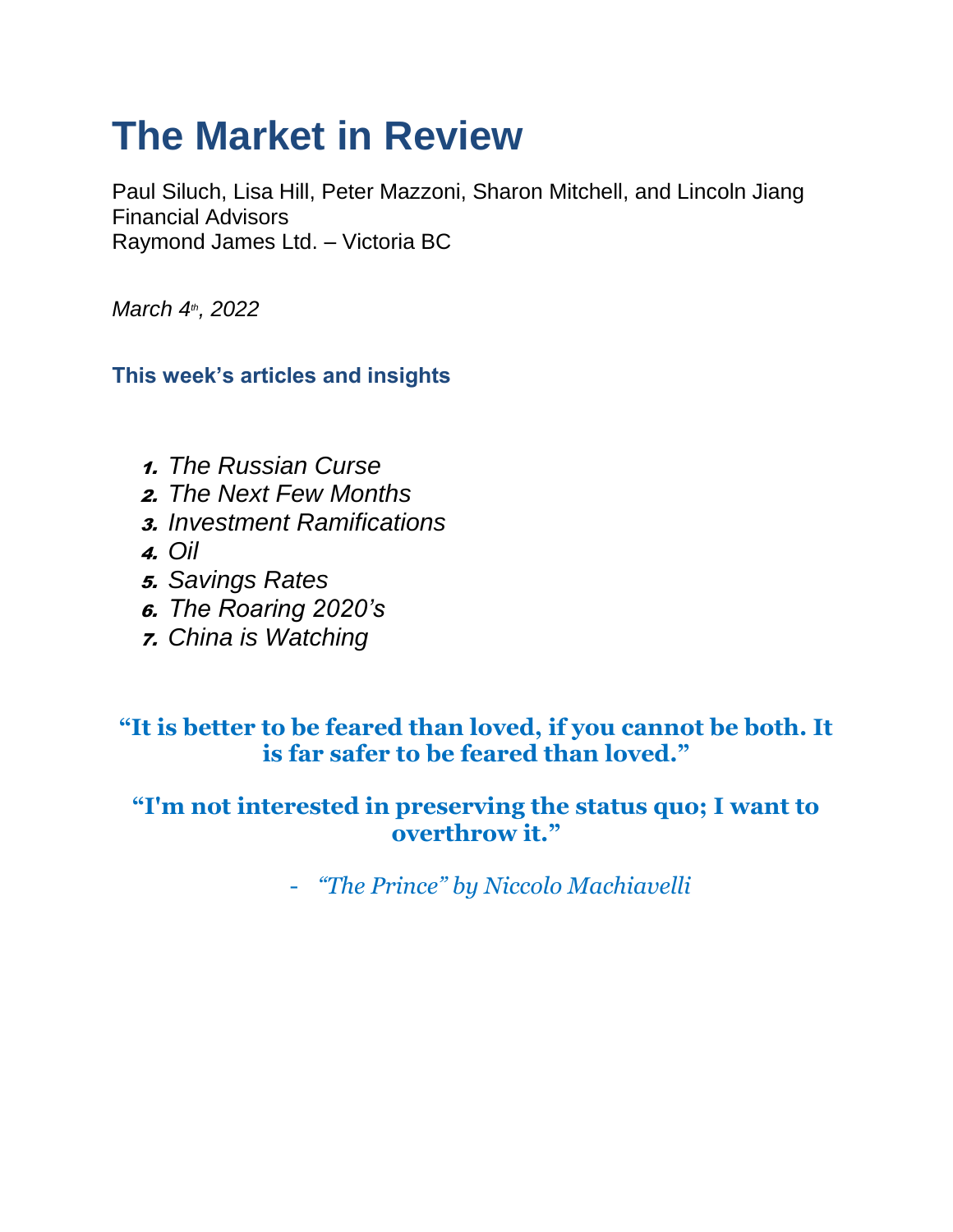# The Market in Review

Paul Siluch, Lisa Hill, Peter Mazzoni, Sharon Mitchell, and Lincoln Jiang
Financial Advisors
Raymond James Ltd. – Victoria BC

*March 4th, 2022*

### This week's articles and insights

1. *The Russian Curse*
2. *The Next Few Months*
3. *Investment Ramifications*
4. *Oil*
5. *Savings Rates*
6. *The Roaring 2020's*
7. *China is Watching*

**"It is better to be feared than loved, if you cannot be both. It is far safer to be feared than loved."**

**"I'm not interested in preserving the status quo; I want to overthrow it."**

- *"The Prince" by Niccolo Machiavelli*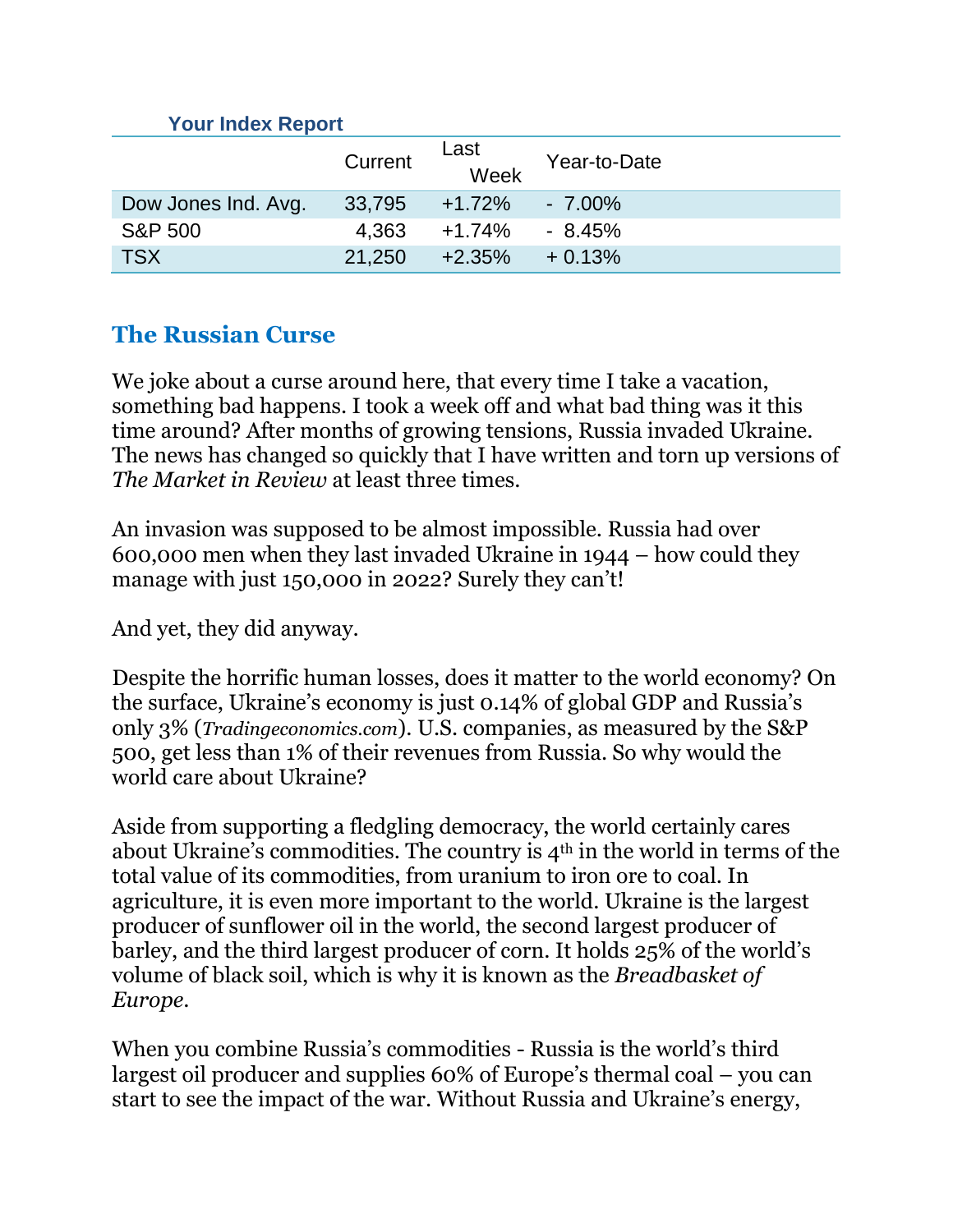**Your Index Report**

| | Current | Last Week | Year-to-Date |
|---|---|---|---|
| Dow Jones Ind. Avg. | 33,795 | +1.72% | - 7.00% |
| S&P 500 | 4,363 | +1.74% | - 8.45% |
| TSX | 21,250 | +2.35% | + 0.13% |

## The Russian Curse

We joke about a curse around here, that every time I take a vacation, something bad happens. I took a week off and what bad thing was it this time around? After months of growing tensions, Russia invaded Ukraine. The news has changed so quickly that I have written and torn up versions of *The Market in Review* at least three times.

An invasion was supposed to be almost impossible. Russia had over 600,000 men when they last invaded Ukraine in 1944 – how could they manage with just 150,000 in 2022? Surely they can't!

And yet, they did anyway.

Despite the horrific human losses, does it matter to the world economy? On the surface, Ukraine's economy is just 0.14% of global GDP and Russia's only 3% (*Tradingeconomics.com*). U.S. companies, as measured by the S&P 500, get less than 1% of their revenues from Russia. So why would the world care about Ukraine?

Aside from supporting a fledgling democracy, the world certainly cares about Ukraine's commodities. The country is 4th in the world in terms of the total value of its commodities, from uranium to iron ore to coal. In agriculture, it is even more important to the world. Ukraine is the largest producer of sunflower oil in the world, the second largest producer of barley, and the third largest producer of corn. It holds 25% of the world's volume of black soil, which is why it is known as the *Breadbasket of Europe*.

When you combine Russia's commodities - Russia is the world's third largest oil producer and supplies 60% of Europe's thermal coal – you can start to see the impact of the war. Without Russia and Ukraine's energy,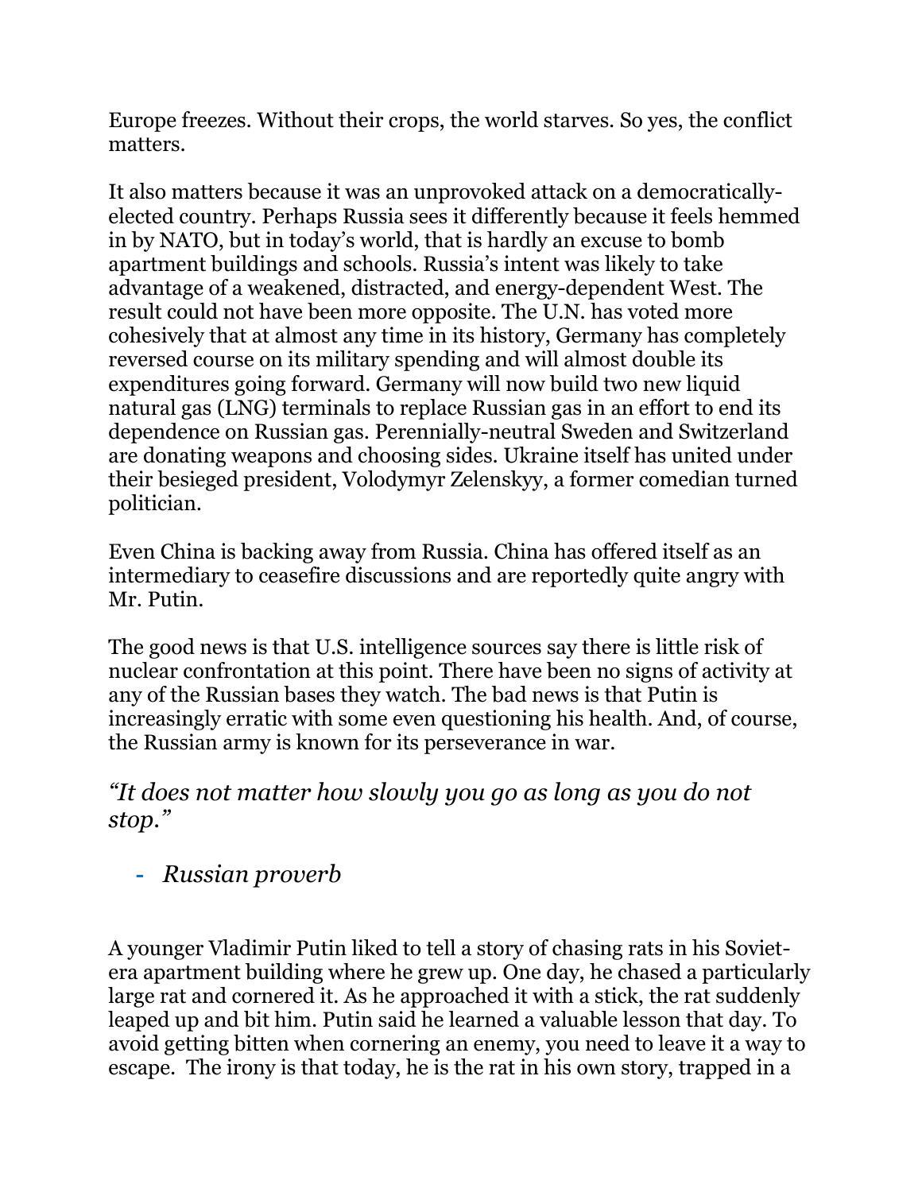Europe freezes. Without their crops, the world starves. So yes, the conflict matters.

It also matters because it was an unprovoked attack on a democratically-elected country. Perhaps Russia sees it differently because it feels hemmed in by NATO, but in today's world, that is hardly an excuse to bomb apartment buildings and schools. Russia's intent was likely to take advantage of a weakened, distracted, and energy-dependent West. The result could not have been more opposite. The U.N. has voted more cohesively that at almost any time in its history, Germany has completely reversed course on its military spending and will almost double its expenditures going forward. Germany will now build two new liquid natural gas (LNG) terminals to replace Russian gas in an effort to end its dependence on Russian gas. Perennially-neutral Sweden and Switzerland are donating weapons and choosing sides. Ukraine itself has united under their besieged president, Volodymyr Zelenskyy, a former comedian turned politician.

Even China is backing away from Russia. China has offered itself as an intermediary to ceasefire discussions and are reportedly quite angry with Mr. Putin.

The good news is that U.S. intelligence sources say there is little risk of nuclear confrontation at this point. There have been no signs of activity at any of the Russian bases they watch. The bad news is that Putin is increasingly erratic with some even questioning his health. And, of course, the Russian army is known for its perseverance in war.

*"It does not matter how slowly you go as long as you do not stop."*

- *Russian proverb*

A younger Vladimir Putin liked to tell a story of chasing rats in his Soviet-era apartment building where he grew up. One day, he chased a particularly large rat and cornered it. As he approached it with a stick, the rat suddenly leaped up and bit him. Putin said he learned a valuable lesson that day. To avoid getting bitten when cornering an enemy, you need to leave it a way to escape. The irony is that today, he is the rat in his own story, trapped in a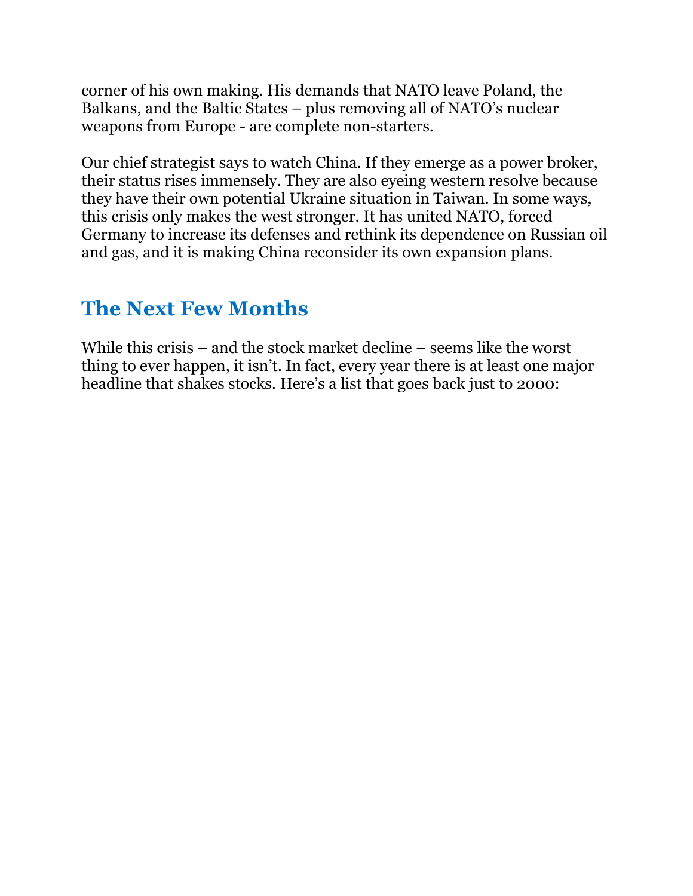corner of his own making. His demands that NATO leave Poland, the Balkans, and the Baltic States – plus removing all of NATO's nuclear weapons from Europe - are complete non-starters.

Our chief strategist says to watch China. If they emerge as a power broker, their status rises immensely. They are also eyeing western resolve because they have their own potential Ukraine situation in Taiwan. In some ways, this crisis only makes the west stronger. It has united NATO, forced Germany to increase its defenses and rethink its dependence on Russian oil and gas, and it is making China reconsider its own expansion plans.

## The Next Few Months

While this crisis – and the stock market decline – seems like the worst thing to ever happen, it isn't. In fact, every year there is at least one major headline that shakes stocks. Here's a list that goes back just to 2000: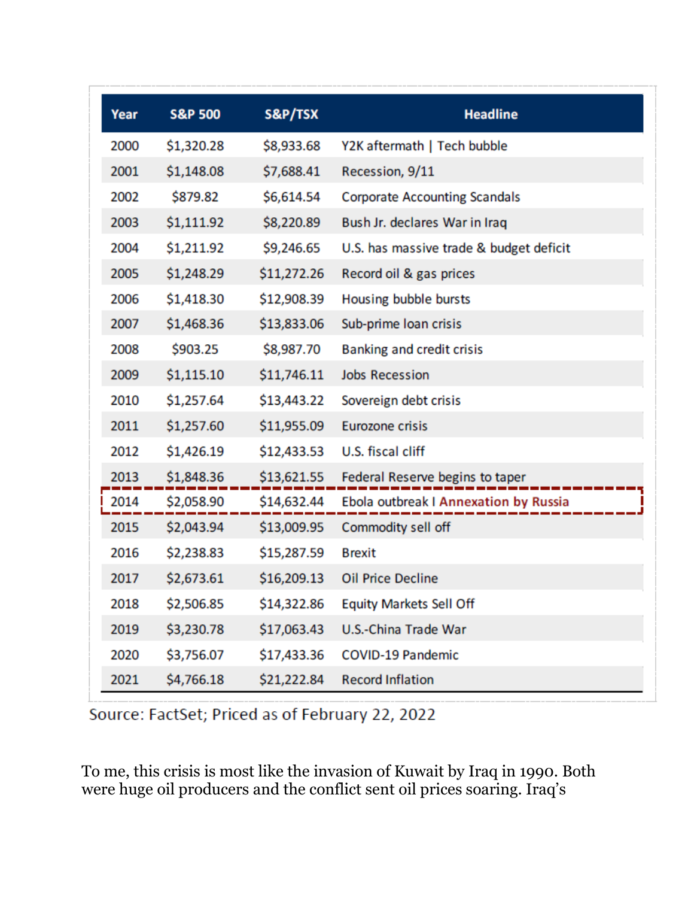| Year | S&P 500 | S&P/TSX | Headline |
|---|---|---|---|
| 2000 | $1,320.28 | $8,933.68 | Y2K aftermath \| Tech bubble |
| 2001 | $1,148.08 | $7,688.41 | Recession, 9/11 |
| 2002 | $879.82 | $6,614.54 | Corporate Accounting Scandals |
| 2003 | $1,111.92 | $8,220.89 | Bush Jr. declares War in Iraq |
| 2004 | $1,211.92 | $9,246.65 | U.S. has massive trade & budget deficit |
| 2005 | $1,248.29 | $11,272.26 | Record oil & gas prices |
| 2006 | $1,418.30 | $12,908.39 | Housing bubble bursts |
| 2007 | $1,468.36 | $13,833.06 | Sub-prime loan crisis |
| 2008 | $903.25 | $8,987.70 | Banking and credit crisis |
| 2009 | $1,115.10 | $11,746.11 | Jobs Recession |
| 2010 | $1,257.64 | $13,443.22 | Sovereign debt crisis |
| 2011 | $1,257.60 | $11,955.09 | Eurozone crisis |
| 2012 | $1,426.19 | $12,433.53 | U.S. fiscal cliff |
| 2013 | $1,848.36 | $13,621.55 | Federal Reserve begins to taper |
| 2014 | $2,058.90 | $14,632.44 | Ebola outbreak I Annexation by Russia |
| 2015 | $2,043.94 | $13,009.95 | Commodity sell off |
| 2016 | $2,238.83 | $15,287.59 | Brexit |
| 2017 | $2,673.61 | $16,209.13 | Oil Price Decline |
| 2018 | $2,506.85 | $14,322.86 | Equity Markets Sell Off |
| 2019 | $3,230.78 | $17,063.43 | U.S.-China Trade War |
| 2020 | $3,756.07 | $17,433.36 | COVID-19 Pandemic |
| 2021 | $4,766.18 | $21,222.84 | Record Inflation |

Source: FactSet; Priced as of February 22, 2022

To me, this crisis is most like the invasion of Kuwait by Iraq in 1990. Both were huge oil producers and the conflict sent oil prices soaring. Iraq's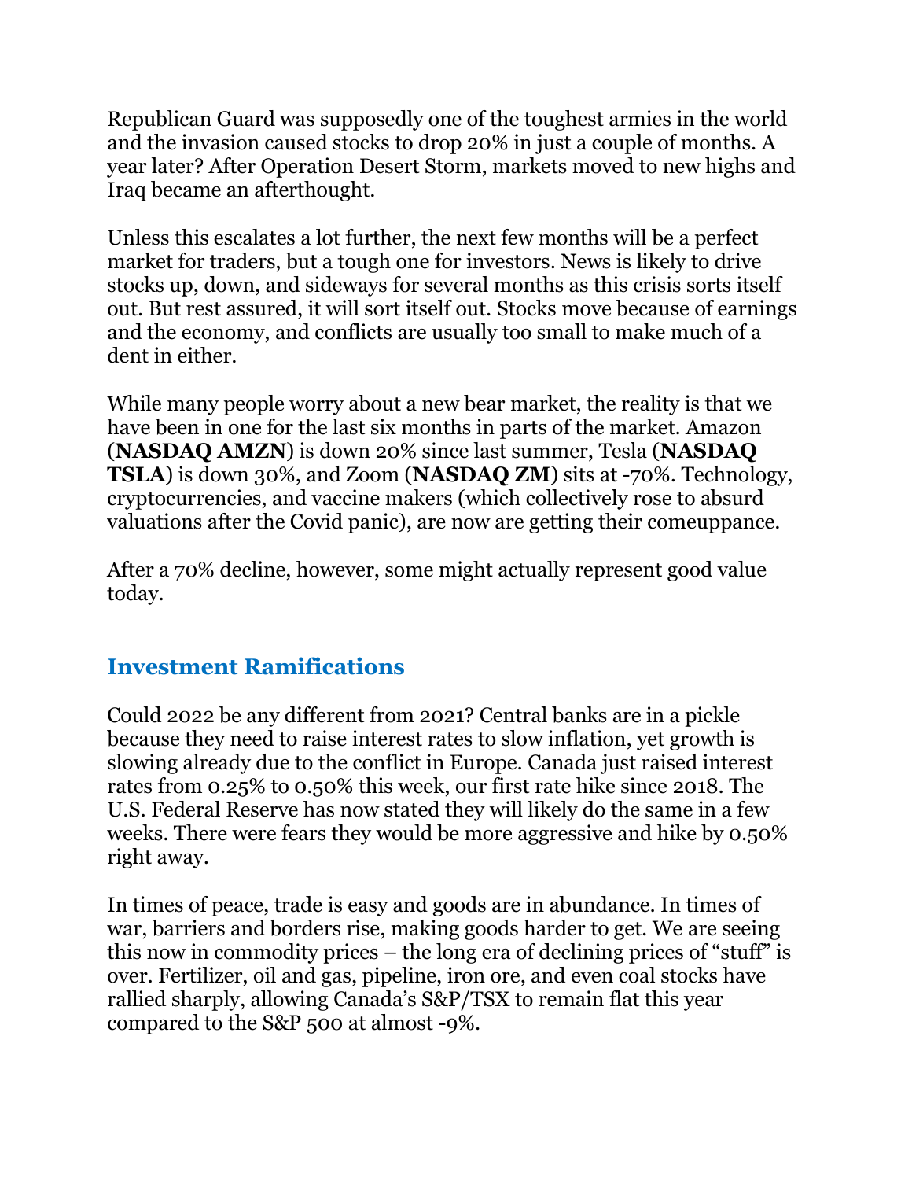Republican Guard was supposedly one of the toughest armies in the world and the invasion caused stocks to drop 20% in just a couple of months. A year later? After Operation Desert Storm, markets moved to new highs and Iraq became an afterthought.

Unless this escalates a lot further, the next few months will be a perfect market for traders, but a tough one for investors. News is likely to drive stocks up, down, and sideways for several months as this crisis sorts itself out. But rest assured, it will sort itself out. Stocks move because of earnings and the economy, and conflicts are usually too small to make much of a dent in either.

While many people worry about a new bear market, the reality is that we have been in one for the last six months in parts of the market. Amazon (**NASDAQ AMZN**) is down 20% since last summer, Tesla (**NASDAQ TSLA**) is down 30%, and Zoom (**NASDAQ ZM**) sits at -70%. Technology, cryptocurrencies, and vaccine makers (which collectively rose to absurd valuations after the Covid panic), are now are getting their comeuppance.

After a 70% decline, however, some might actually represent good value today.

## Investment Ramifications

Could 2022 be any different from 2021? Central banks are in a pickle because they need to raise interest rates to slow inflation, yet growth is slowing already due to the conflict in Europe. Canada just raised interest rates from 0.25% to 0.50% this week, our first rate hike since 2018. The U.S. Federal Reserve has now stated they will likely do the same in a few weeks. There were fears they would be more aggressive and hike by 0.50% right away.

In times of peace, trade is easy and goods are in abundance. In times of war, barriers and borders rise, making goods harder to get. We are seeing this now in commodity prices – the long era of declining prices of "stuff" is over. Fertilizer, oil and gas, pipeline, iron ore, and even coal stocks have rallied sharply, allowing Canada's S&P/TSX to remain flat this year compared to the S&P 500 at almost -9%.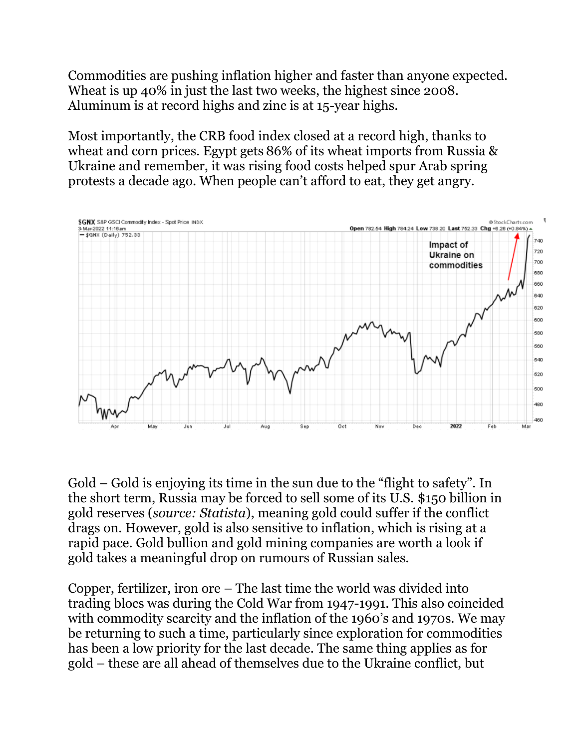Commodities are pushing inflation higher and faster than anyone expected. Wheat is up 40% in just the last two weeks, the highest since 2008. Aluminum is at record highs and zinc is at 15-year highs.

Most importantly, the CRB food index closed at a record high, thanks to wheat and corn prices. Egypt gets 86% of its wheat imports from Russia & Ukraine and remember, it was rising food costs helped spur Arab spring protests a decade ago. When people can't afford to eat, they get angry.

Gold – Gold is enjoying its time in the sun due to the "flight to safety". In the short term, Russia may be forced to sell some of its U.S. $150 billion in gold reserves (*source: Statista*), meaning gold could suffer if the conflict drags on. However, gold is also sensitive to inflation, which is rising at a rapid pace. Gold bullion and gold mining companies are worth a look if gold takes a meaningful drop on rumours of Russian sales.

Copper, fertilizer, iron ore – The last time the world was divided into trading blocs was during the Cold War from 1947-1991. This also coincided with commodity scarcity and the inflation of the 1960's and 1970s. We may be returning to such a time, particularly since exploration for commodities has been a low priority for the last decade. The same thing applies as for gold – these are all ahead of themselves due to the Ukraine conflict, but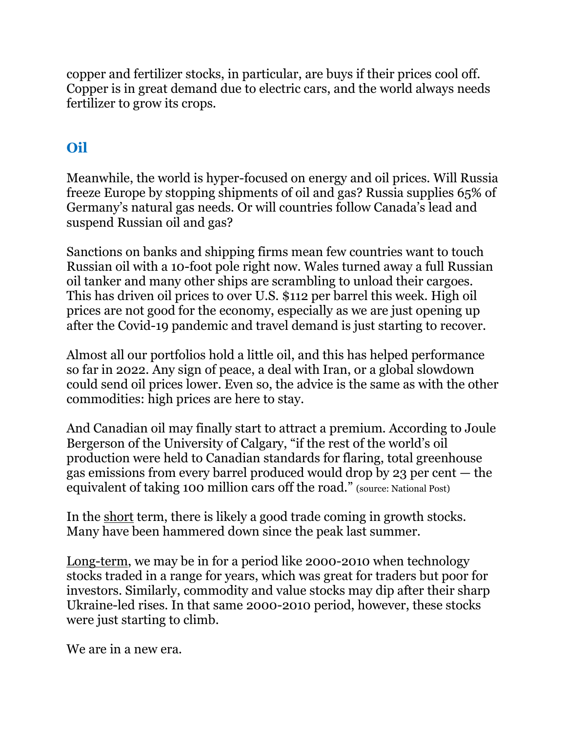copper and fertilizer stocks, in particular, are buys if their prices cool off. Copper is in great demand due to electric cars, and the world always needs fertilizer to grow its crops.

## Oil

Meanwhile, the world is hyper-focused on energy and oil prices. Will Russia freeze Europe by stopping shipments of oil and gas? Russia supplies 65% of Germany's natural gas needs. Or will countries follow Canada's lead and suspend Russian oil and gas?

Sanctions on banks and shipping firms mean few countries want to touch Russian oil with a 10-foot pole right now. Wales turned away a full Russian oil tanker and many other ships are scrambling to unload their cargoes. This has driven oil prices to over U.S. $112 per barrel this week. High oil prices are not good for the economy, especially as we are just opening up after the Covid-19 pandemic and travel demand is just starting to recover.

Almost all our portfolios hold a little oil, and this has helped performance so far in 2022. Any sign of peace, a deal with Iran, or a global slowdown could send oil prices lower. Even so, the advice is the same as with the other commodities: high prices are here to stay.

And Canadian oil may finally start to attract a premium. According to Joule Bergerson of the University of Calgary, "if the rest of the world's oil production were held to Canadian standards for flaring, total greenhouse gas emissions from every barrel produced would drop by 23 per cent — the equivalent of taking 100 million cars off the road." (source: National Post)

In the <u>short</u> term, there is likely a good trade coming in growth stocks. Many have been hammered down since the peak last summer.

<u>Long-term</u>, we may be in for a period like 2000-2010 when technology stocks traded in a range for years, which was great for traders but poor for investors. Similarly, commodity and value stocks may dip after their sharp Ukraine-led rises. In that same 2000-2010 period, however, these stocks were just starting to climb.

We are in a new era.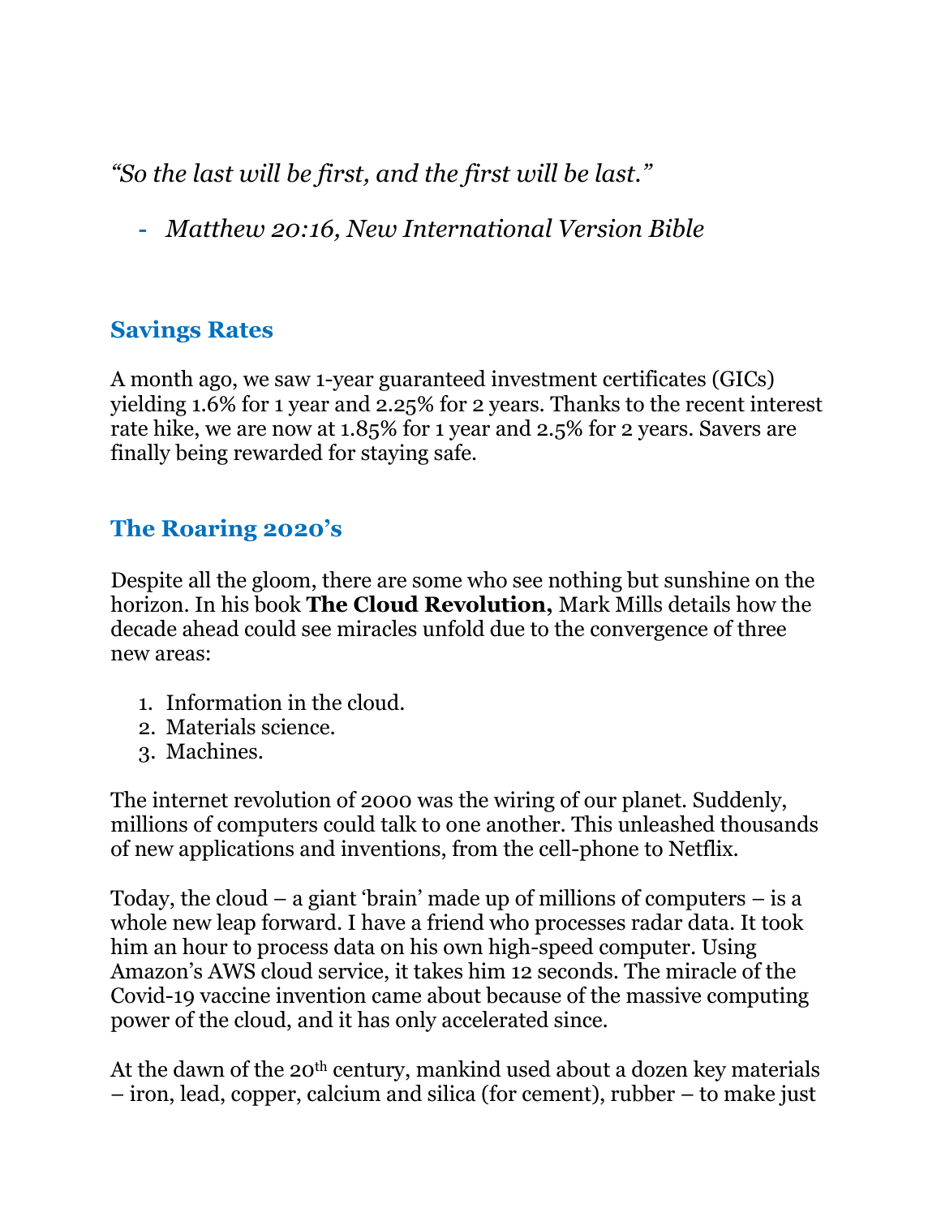*"So the last will be first, and the first will be last."*

- *Matthew 20:16, New International Version Bible*

## Savings Rates

A month ago, we saw 1-year guaranteed investment certificates (GICs) yielding 1.6% for 1 year and 2.25% for 2 years. Thanks to the recent interest rate hike, we are now at 1.85% for 1 year and 2.5% for 2 years. Savers are finally being rewarded for staying safe.

## The Roaring 2020's

Despite all the gloom, there are some who see nothing but sunshine on the horizon. In his book **The Cloud Revolution,** Mark Mills details how the decade ahead could see miracles unfold due to the convergence of three new areas:

1. Information in the cloud.
2. Materials science.
3. Machines.

The internet revolution of 2000 was the wiring of our planet. Suddenly, millions of computers could talk to one another. This unleashed thousands of new applications and inventions, from the cell-phone to Netflix.

Today, the cloud – a giant 'brain' made up of millions of computers – is a whole new leap forward. I have a friend who processes radar data. It took him an hour to process data on his own high-speed computer. Using Amazon's AWS cloud service, it takes him 12 seconds. The miracle of the Covid-19 vaccine invention came about because of the massive computing power of the cloud, and it has only accelerated since.

At the dawn of the 20th century, mankind used about a dozen key materials – iron, lead, copper, calcium and silica (for cement), rubber – to make just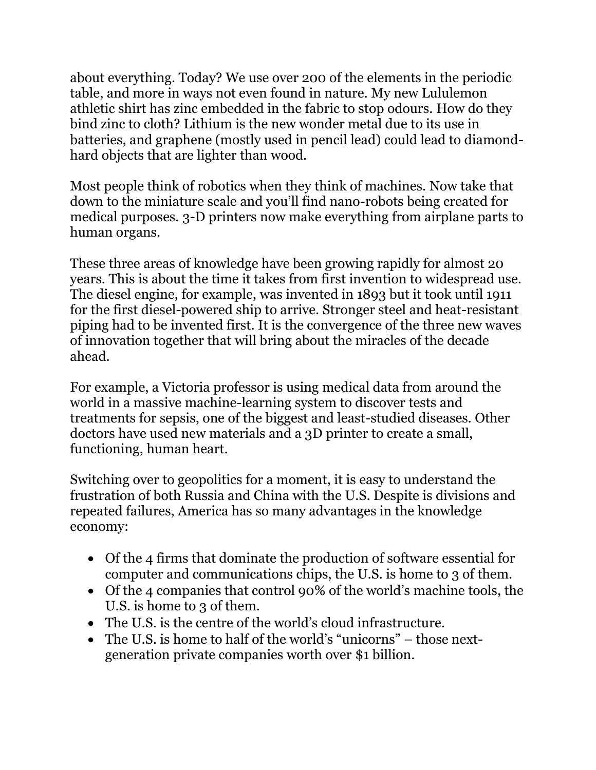about everything. Today? We use over 200 of the elements in the periodic table, and more in ways not even found in nature. My new Lululemon athletic shirt has zinc embedded in the fabric to stop odours. How do they bind zinc to cloth? Lithium is the new wonder metal due to its use in batteries, and graphene (mostly used in pencil lead) could lead to diamond-hard objects that are lighter than wood.

Most people think of robotics when they think of machines. Now take that down to the miniature scale and you'll find nano-robots being created for medical purposes. 3-D printers now make everything from airplane parts to human organs.

These three areas of knowledge have been growing rapidly for almost 20 years. This is about the time it takes from first invention to widespread use. The diesel engine, for example, was invented in 1893 but it took until 1911 for the first diesel-powered ship to arrive. Stronger steel and heat-resistant piping had to be invented first. It is the convergence of the three new waves of innovation together that will bring about the miracles of the decade ahead.

For example, a Victoria professor is using medical data from around the world in a massive machine-learning system to discover tests and treatments for sepsis, one of the biggest and least-studied diseases. Other doctors have used new materials and a 3D printer to create a small, functioning, human heart.

Switching over to geopolitics for a moment, it is easy to understand the frustration of both Russia and China with the U.S. Despite is divisions and repeated failures, America has so many advantages in the knowledge economy:

- Of the 4 firms that dominate the production of software essential for computer and communications chips, the U.S. is home to 3 of them.
- Of the 4 companies that control 90% of the world's machine tools, the U.S. is home to 3 of them.
- The U.S. is the centre of the world's cloud infrastructure.
- The U.S. is home to half of the world's "unicorns" – those next-generation private companies worth over $1 billion.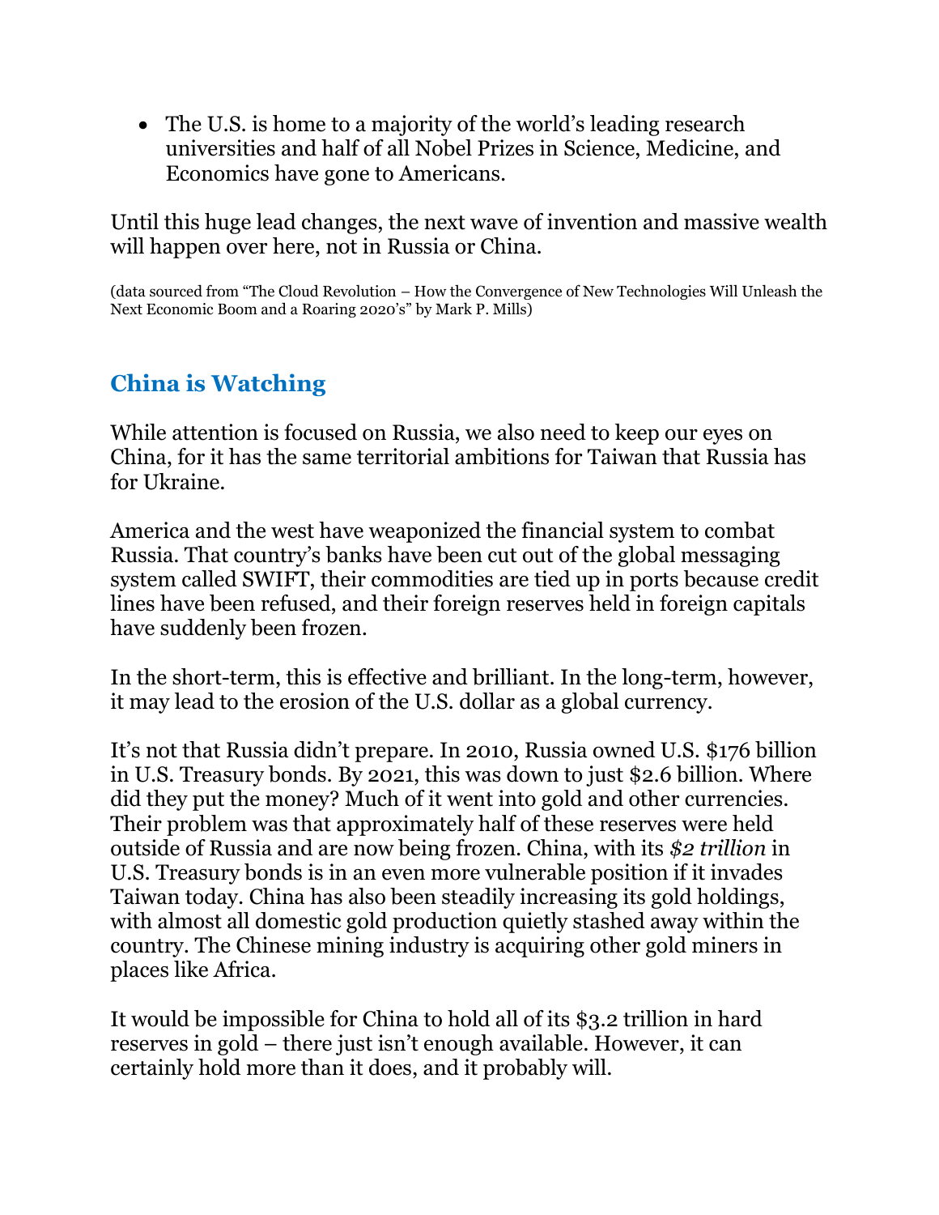- The U.S. is home to a majority of the world's leading research universities and half of all Nobel Prizes in Science, Medicine, and Economics have gone to Americans.

Until this huge lead changes, the next wave of invention and massive wealth will happen over here, not in Russia or China.

(data sourced from "The Cloud Revolution – How the Convergence of New Technologies Will Unleash the Next Economic Boom and a Roaring 2020's" by Mark P. Mills)

## China is Watching

While attention is focused on Russia, we also need to keep our eyes on China, for it has the same territorial ambitions for Taiwan that Russia has for Ukraine.

America and the west have weaponized the financial system to combat Russia. That country's banks have been cut out of the global messaging system called SWIFT, their commodities are tied up in ports because credit lines have been refused, and their foreign reserves held in foreign capitals have suddenly been frozen.

In the short-term, this is effective and brilliant. In the long-term, however, it may lead to the erosion of the U.S. dollar as a global currency.

It's not that Russia didn't prepare. In 2010, Russia owned U.S. $176 billion in U.S. Treasury bonds. By 2021, this was down to just $2.6 billion. Where did they put the money? Much of it went into gold and other currencies. Their problem was that approximately half of these reserves were held outside of Russia and are now being frozen. China, with its *$2 trillion* in U.S. Treasury bonds is in an even more vulnerable position if it invades Taiwan today. China has also been steadily increasing its gold holdings, with almost all domestic gold production quietly stashed away within the country. The Chinese mining industry is acquiring other gold miners in places like Africa.

It would be impossible for China to hold all of its $3.2 trillion in hard reserves in gold – there just isn't enough available. However, it can certainly hold more than it does, and it probably will.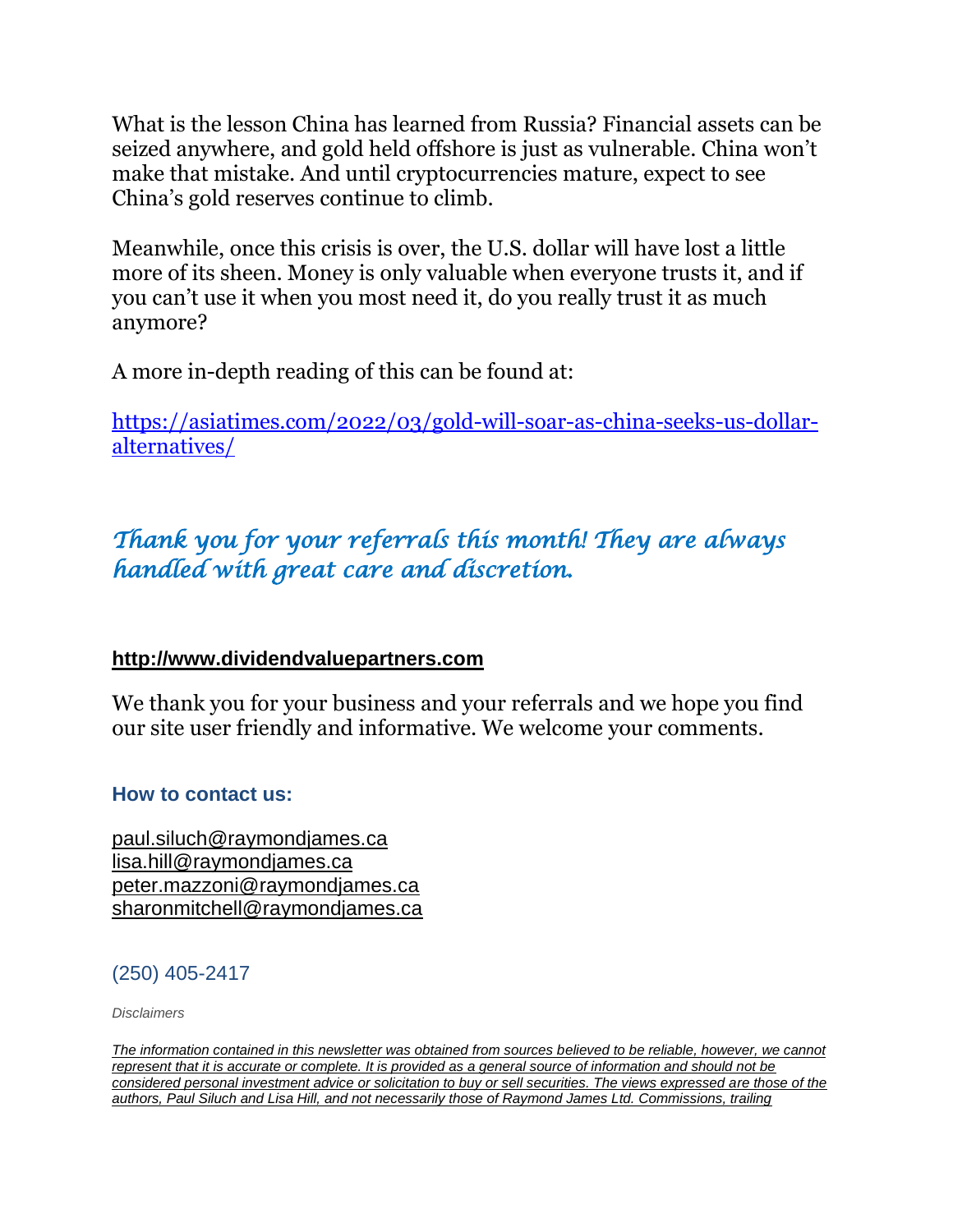What is the lesson China has learned from Russia? Financial assets can be seized anywhere, and gold held offshore is just as vulnerable. China won't make that mistake. And until cryptocurrencies mature, expect to see China's gold reserves continue to climb.

Meanwhile, once this crisis is over, the U.S. dollar will have lost a little more of its sheen. Money is only valuable when everyone trusts it, and if you can't use it when you most need it, do you really trust it as much anymore?

A more in-depth reading of this can be found at:

[https://asiatimes.com/2022/03/gold-will-soar-as-china-seeks-us-dollar-alternatives/](https://asiatimes.com/2022/03/gold-will-soar-as-china-seeks-us-dollar-alternatives/)

*Thank you for your referrals this month! They are always handled with great care and discretion.*

**[http://www.dividendvaluepartners.com](http://www.dividendvaluepartners.com)**

We thank you for your business and your referrals and we hope you find our site user friendly and informative. We welcome your comments.

### How to contact us:

paul.siluch@raymondjames.ca
lisa.hill@raymondjames.ca
peter.mazzoni@raymondjames.ca
sharonmitchell@raymondjames.ca

(250) 405-2417

*Disclaimers*

*The information contained in this newsletter was obtained from sources believed to be reliable, however, we cannot represent that it is accurate or complete. It is provided as a general source of information and should not be considered personal investment advice or solicitation to buy or sell securities. The views expressed are those of the authors, Paul Siluch and Lisa Hill, and not necessarily those of Raymond James Ltd. Commissions, trailing*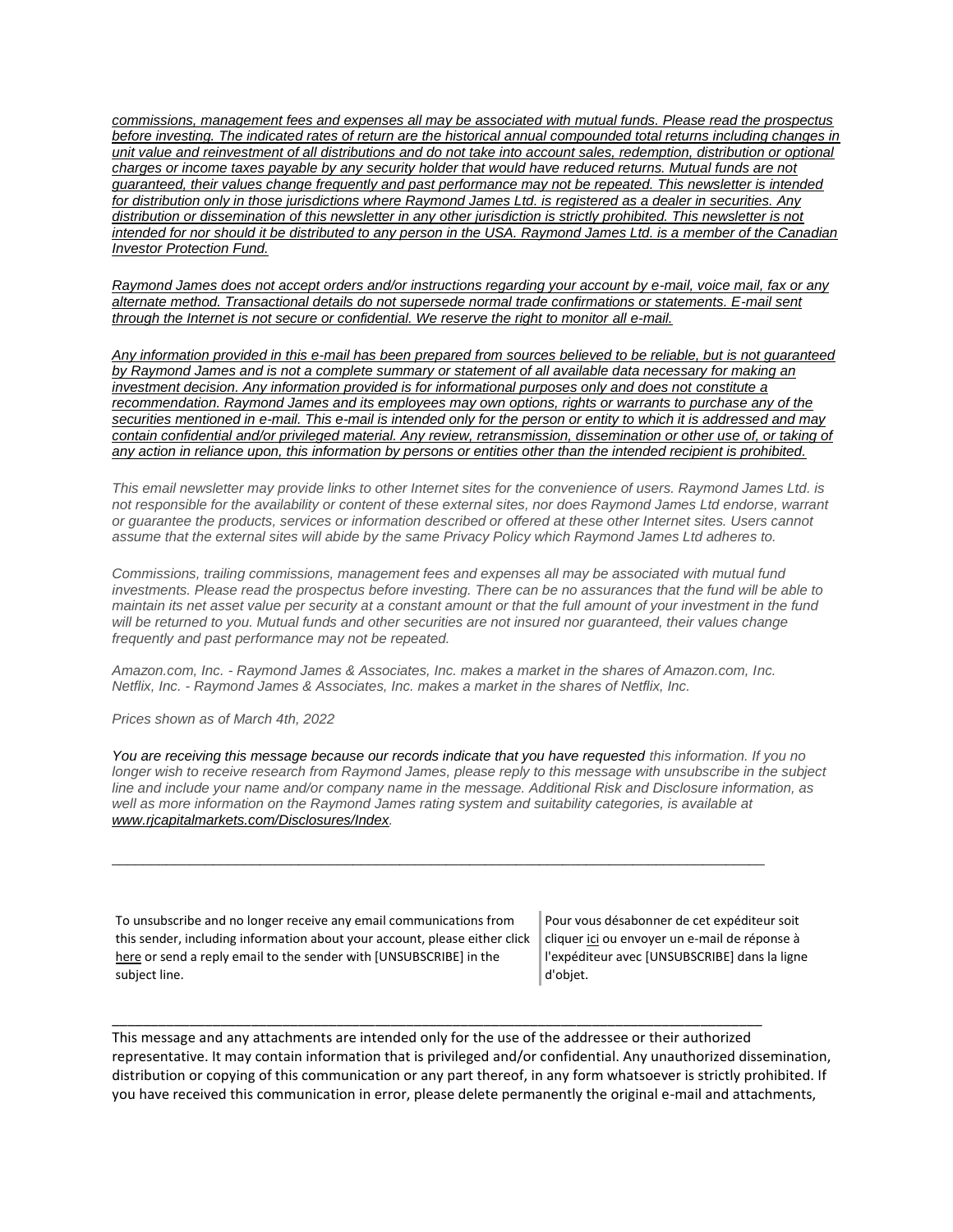*commissions, management fees and expenses all may be associated with mutual funds. Please read the prospectus before investing. The indicated rates of return are the historical annual compounded total returns including changes in unit value and reinvestment of all distributions and do not take into account sales, redemption, distribution or optional charges or income taxes payable by any security holder that would have reduced returns. Mutual funds are not guaranteed, their values change frequently and past performance may not be repeated. This newsletter is intended for distribution only in those jurisdictions where Raymond James Ltd. is registered as a dealer in securities. Any distribution or dissemination of this newsletter in any other jurisdiction is strictly prohibited. This newsletter is not intended for nor should it be distributed to any person in the USA. Raymond James Ltd. is a member of the Canadian Investor Protection Fund.*

*Raymond James does not accept orders and/or instructions regarding your account by e-mail, voice mail, fax or any alternate method. Transactional details do not supersede normal trade confirmations or statements. E-mail sent through the Internet is not secure or confidential. We reserve the right to monitor all e-mail.*

*Any information provided in this e-mail has been prepared from sources believed to be reliable, but is not guaranteed by Raymond James and is not a complete summary or statement of all available data necessary for making an investment decision. Any information provided is for informational purposes only and does not constitute a recommendation. Raymond James and its employees may own options, rights or warrants to purchase any of the securities mentioned in e-mail. This e-mail is intended only for the person or entity to which it is addressed and may contain confidential and/or privileged material. Any review, retransmission, dissemination or other use of, or taking of any action in reliance upon, this information by persons or entities other than the intended recipient is prohibited.*

*This email newsletter may provide links to other Internet sites for the convenience of users. Raymond James Ltd. is not responsible for the availability or content of these external sites, nor does Raymond James Ltd endorse, warrant or guarantee the products, services or information described or offered at these other Internet sites. Users cannot assume that the external sites will abide by the same Privacy Policy which Raymond James Ltd adheres to.*

*Commissions, trailing commissions, management fees and expenses all may be associated with mutual fund investments. Please read the prospectus before investing. There can be no assurances that the fund will be able to maintain its net asset value per security at a constant amount or that the full amount of your investment in the fund will be returned to you. Mutual funds and other securities are not insured nor guaranteed, their values change frequently and past performance may not be repeated.*

*Amazon.com, Inc. - Raymond James & Associates, Inc. makes a market in the shares of Amazon.com, Inc.*
*Netflix, Inc. - Raymond James & Associates, Inc. makes a market in the shares of Netflix, Inc.*

*Prices shown as of March 4th, 2022*

*You are receiving this message because our records indicate that you have requested this information. If you no longer wish to receive research from Raymond James, please reply to this message with unsubscribe in the subject line and include your name and/or company name in the message. Additional Risk and Disclosure information, as well as more information on the Raymond James rating system and suitability categories, is available at www.rjcapitalmarkets.com/Disclosures/Index.*

---

| To unsubscribe and no longer receive any email communications from this sender, including information about your account, please either click here or send a reply email to the sender with [UNSUBSCRIBE] in the subject line. | Pour vous désabonner de cet expéditeur soit cliquer ici ou envoyer un e-mail de réponse à l'expéditeur avec [UNSUBSCRIBE] dans la ligne d'objet. |
| --- | --- |

---

This message and any attachments are intended only for the use of the addressee or their authorized representative. It may contain information that is privileged and/or confidential. Any unauthorized dissemination, distribution or copying of this communication or any part thereof, in any form whatsoever is strictly prohibited. If you have received this communication in error, please delete permanently the original e-mail and attachments,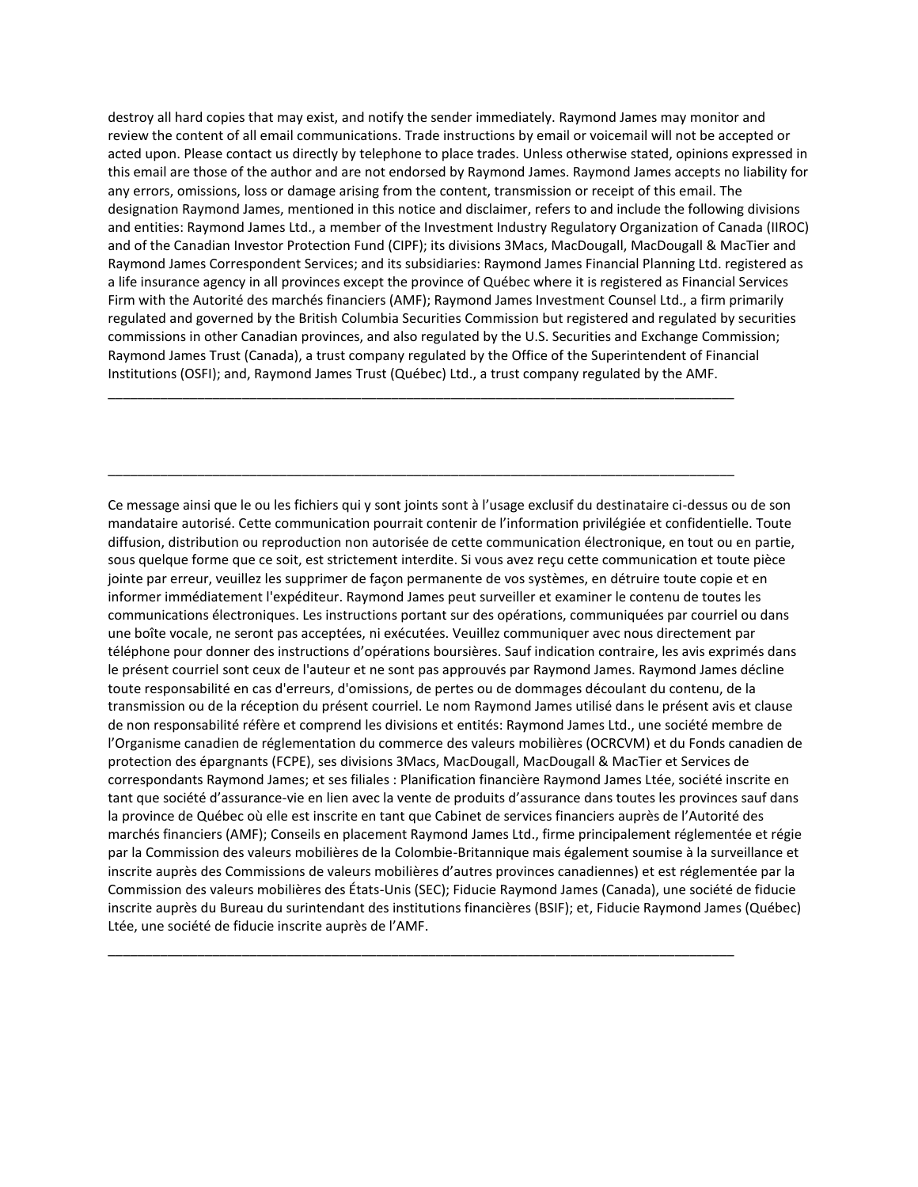destroy all hard copies that may exist, and notify the sender immediately. Raymond James may monitor and review the content of all email communications. Trade instructions by email or voicemail will not be accepted or acted upon. Please contact us directly by telephone to place trades. Unless otherwise stated, opinions expressed in this email are those of the author and are not endorsed by Raymond James. Raymond James accepts no liability for any errors, omissions, loss or damage arising from the content, transmission or receipt of this email. The designation Raymond James, mentioned in this notice and disclaimer, refers to and include the following divisions and entities: Raymond James Ltd., a member of the Investment Industry Regulatory Organization of Canada (IIROC) and of the Canadian Investor Protection Fund (CIPF); its divisions 3Macs, MacDougall, MacDougall & MacTier and Raymond James Correspondent Services; and its subsidiaries: Raymond James Financial Planning Ltd. registered as a life insurance agency in all provinces except the province of Québec where it is registered as Financial Services Firm with the Autorité des marchés financiers (AMF); Raymond James Investment Counsel Ltd., a firm primarily regulated and governed by the British Columbia Securities Commission but registered and regulated by securities commissions in other Canadian provinces, and also regulated by the U.S. Securities and Exchange Commission; Raymond James Trust (Canada), a trust company regulated by the Office of the Superintendent of Financial Institutions (OSFI); and, Raymond James Trust (Québec) Ltd., a trust company regulated by the AMF.

---

---

Ce message ainsi que le ou les fichiers qui y sont joints sont à l'usage exclusif du destinataire ci-dessus ou de son mandataire autorisé. Cette communication pourrait contenir de l'information privilégiée et confidentielle. Toute diffusion, distribution ou reproduction non autorisée de cette communication électronique, en tout ou en partie, sous quelque forme que ce soit, est strictement interdite. Si vous avez reçu cette communication et toute pièce jointe par erreur, veuillez les supprimer de façon permanente de vos systèmes, en détruire toute copie et en informer immédiatement l'expéditeur. Raymond James peut surveiller et examiner le contenu de toutes les communications électroniques. Les instructions portant sur des opérations, communiquées par courriel ou dans une boîte vocale, ne seront pas acceptées, ni exécutées. Veuillez communiquer avec nous directement par téléphone pour donner des instructions d'opérations boursières. Sauf indication contraire, les avis exprimés dans le présent courriel sont ceux de l'auteur et ne sont pas approuvés par Raymond James. Raymond James décline toute responsabilité en cas d'erreurs, d'omissions, de pertes ou de dommages découlant du contenu, de la transmission ou de la réception du présent courriel. Le nom Raymond James utilisé dans le présent avis et clause de non responsabilité réfère et comprend les divisions et entités: Raymond James Ltd., une société membre de l'Organisme canadien de réglementation du commerce des valeurs mobilières (OCRCVM) et du Fonds canadien de protection des épargnants (FCPE), ses divisions 3Macs, MacDougall, MacDougall & MacTier et Services de correspondants Raymond James; et ses filiales : Planification financière Raymond James Ltée, société inscrite en tant que société d'assurance-vie en lien avec la vente de produits d'assurance dans toutes les provinces sauf dans la province de Québec où elle est inscrite en tant que Cabinet de services financiers auprès de l'Autorité des marchés financiers (AMF); Conseils en placement Raymond James Ltd., firme principalement réglementée et régie par la Commission des valeurs mobilières de la Colombie-Britannique mais également soumise à la surveillance et inscrite auprès des Commissions de valeurs mobilières d'autres provinces canadiennes) et est réglementée par la Commission des valeurs mobilières des États-Unis (SEC); Fiducie Raymond James (Canada), une société de fiducie inscrite auprès du Bureau du surintendant des institutions financières (BSIF); et, Fiducie Raymond James (Québec) Ltée, une société de fiducie inscrite auprès de l'AMF.

---